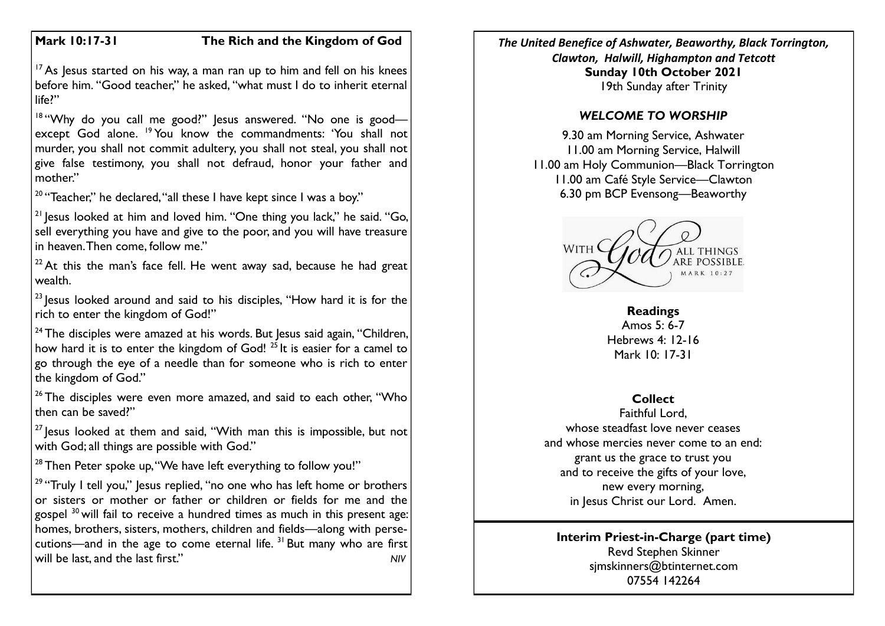## Mark 10:17-31 — The Rich and the Kingdom of God

[17] As Jesus started on his way, a man ran up to him and fell on his knees before him. "Good teacher," he asked, "what must I do to inherit eternal life?"

[18] "Why do you call me good?" Jesus answered. "No one is good—except God alone. [19] You know the commandments: 'You shall not murder, you shall not commit adultery, you shall not steal, you shall not give false testimony, you shall not defraud, honor your father and mother.'"

[20] "Teacher," he declared, "all these I have kept since I was a boy."

[21] Jesus looked at him and loved him. "One thing you lack," he said. "Go, sell everything you have and give to the poor, and you will have treasure in heaven. Then come, follow me."

[22] At this the man's face fell. He went away sad, because he had great wealth.

[23] Jesus looked around and said to his disciples, "How hard it is for the rich to enter the kingdom of God!"

[24] The disciples were amazed at his words. But Jesus said again, "Children, how hard it is to enter the kingdom of God! [25] It is easier for a camel to go through the eye of a needle than for someone who is rich to enter the kingdom of God."

[26] The disciples were even more amazed, and said to each other, "Who then can be saved?"

[27] Jesus looked at them and said, "With man this is impossible, but not with God; all things are possible with God."

[28] Then Peter spoke up, "We have left everything to follow you!"

[29] "Truly I tell you," Jesus replied, "no one who has left home or brothers or sisters or mother or father or children or fields for me and the gospel [30] will fail to receive a hundred times as much in this present age: homes, brothers, sisters, mothers, children and fields—along with persecutions—and in the age to come eternal life. [31] But many who are first will be last, and the last first." *NIV*

***The United Benefice of Ashwater, Beaworthy, Black Torrington, Clawton, Halwill, Highampton and Tetcott***

**Sunday 10th October 2021**

19th Sunday after Trinity

### *WELCOME TO WORSHIP*

9.30 am Morning Service, Ashwater
11.00 am Morning Service, Halwill
11.00 am Holy Communion—Black Torrington
11.00 am Café Style Service—Clawton
6.30 pm BCP Evensong—Beaworthy

WITH God ALL THINGS ARE POSSIBLE. MARK 10:27

**Readings**

Amos 5: 6-7
Hebrews 4: 12-16
Mark 10: 17-31

**Collect**

Faithful Lord,
whose steadfast love never ceases
and whose mercies never come to an end:
grant us the grace to trust you
and to receive the gifts of your love,
new every morning,
in Jesus Christ our Lord. Amen.

**Interim Priest-in-Charge (part time)**

Revd Stephen Skinner
sjmskinners@btinternet.com
07554 142264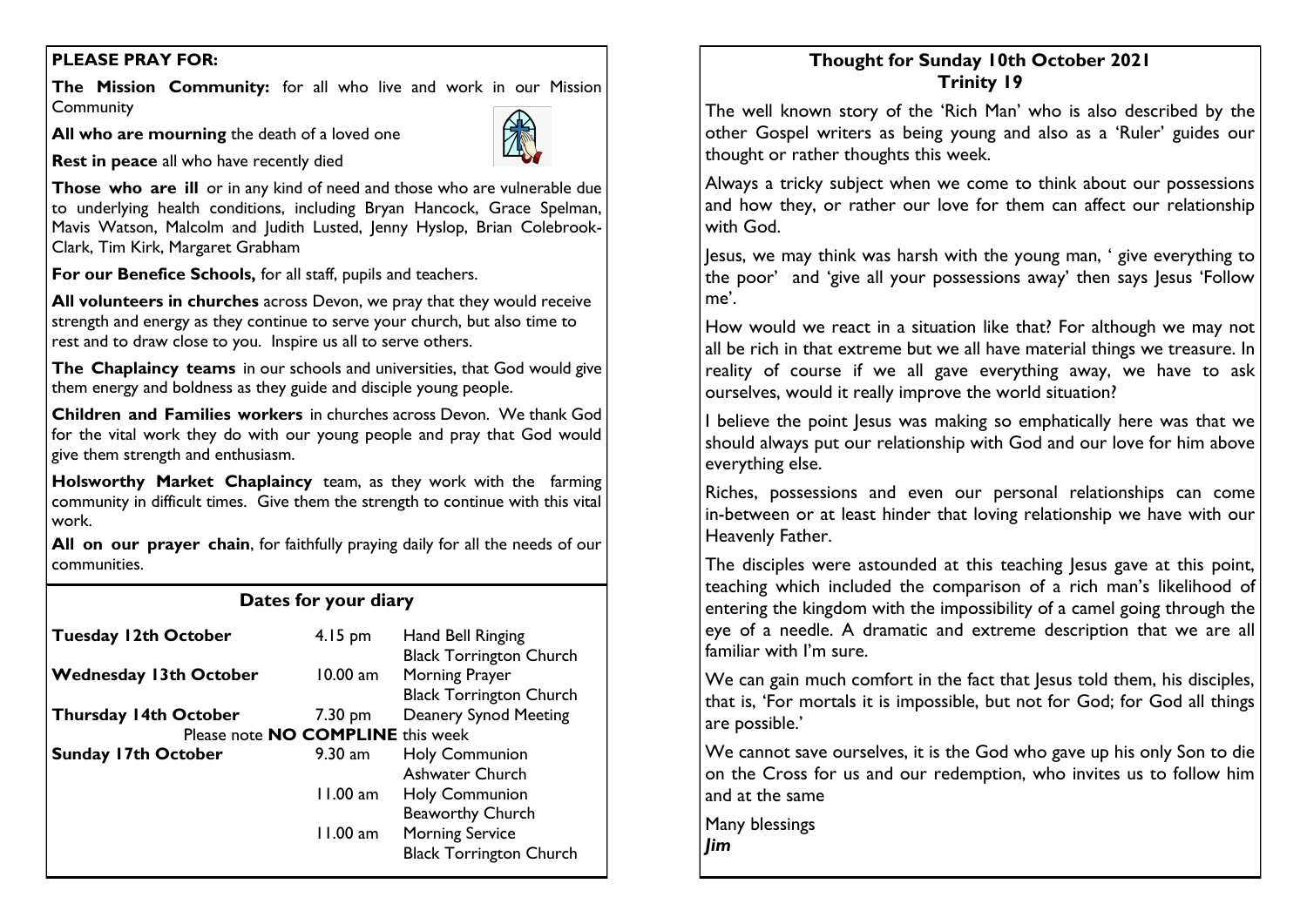**PLEASE PRAY FOR:**

**The Mission Community:** for all who live and work in our Mission Community

**All who are mourning** the death of a loved one

**Rest in peace** all who have recently died

**Those who are ill** or in any kind of need and those who are vulnerable due to underlying health conditions, including Bryan Hancock, Grace Spelman, Mavis Watson, Malcolm and Judith Lusted, Jenny Hyslop, Brian Colebrook-Clark, Tim Kirk, Margaret Grabham

**For our Benefice Schools,** for all staff, pupils and teachers.

**All volunteers in churches** across Devon, we pray that they would receive strength and energy as they continue to serve your church, but also time to rest and to draw close to you. Inspire us all to serve others.

**The Chaplaincy teams** in our schools and universities, that God would give them energy and boldness as they guide and disciple young people.

**Children and Families workers** in churches across Devon. We thank God for the vital work they do with our young people and pray that God would give them strength and enthusiasm.

**Holsworthy Market Chaplaincy** team, as they work with the farming community in difficult times. Give them the strength to continue with this vital work.

**All on our prayer chain**, for faithfully praying daily for all the needs of our communities.

## Dates for your diary

| | | |
|---|---|---|
| **Tuesday 12th October** | 4.15 pm | Hand Bell Ringing<br>Black Torrington Church |
| **Wednesday 13th October** | 10.00 am | Morning Prayer<br>Black Torrington Church |
| **Thursday 14th October** | 7.30 pm | Deanery Synod Meeting |
| Please note **NO COMPLINE** this week | | |
| **Sunday 17th October** | 9.30 am | Holy Communion<br>Ashwater Church |
| | 11.00 am | Holy Communion<br>Beaworthy Church |
| | 11.00 am | Morning Service<br>Black Torrington Church |

## Thought for Sunday 10th October 2021
## Trinity 19

The well known story of the 'Rich Man' who is also described by the other Gospel writers as being young and also as a 'Ruler' guides our thought or rather thoughts this week.

Always a tricky subject when we come to think about our possessions and how they, or rather our love for them can affect our relationship with God.

Jesus, we may think was harsh with the young man, ' give everything to the poor' and 'give all your possessions away' then says Jesus 'Follow me'.

How would we react in a situation like that? For although we may not all be rich in that extreme but we all have material things we treasure. In reality of course if we all gave everything away, we have to ask ourselves, would it really improve the world situation?

I believe the point Jesus was making so emphatically here was that we should always put our relationship with God and our love for him above everything else.

Riches, possessions and even our personal relationships can come in-between or at least hinder that loving relationship we have with our Heavenly Father.

The disciples were astounded at this teaching Jesus gave at this point, teaching which included the comparison of a rich man's likelihood of entering the kingdom with the impossibility of a camel going through the eye of a needle. A dramatic and extreme description that we are all familiar with I'm sure.

We can gain much comfort in the fact that Jesus told them, his disciples, that is, 'For mortals it is impossible, but not for God; for God all things are possible.'

We cannot save ourselves, it is the God who gave up his only Son to die on the Cross for us and our redemption, who invites us to follow him and at the same

Many blessings
***Jim***